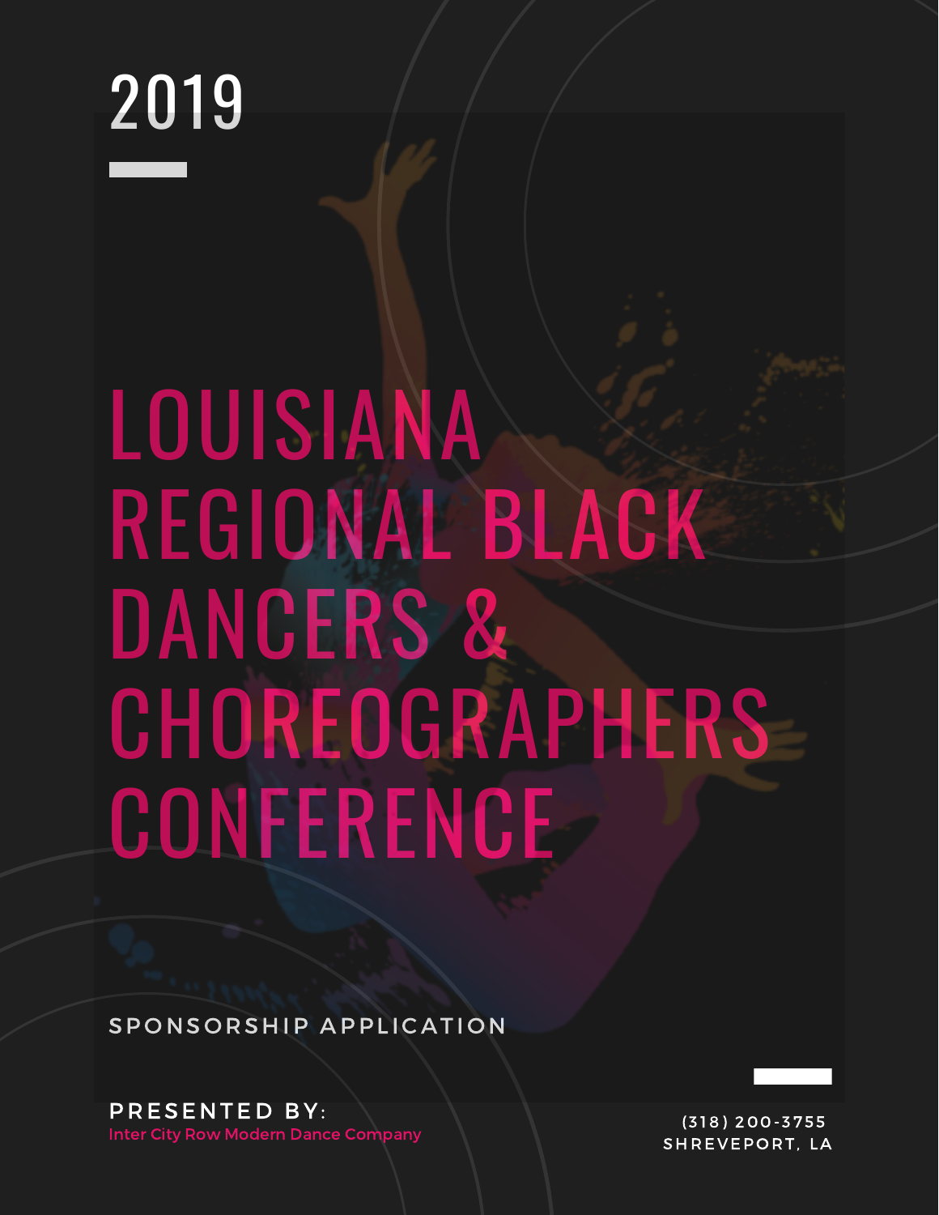2019

# LOUISIANA REGIONAL BLACK DANCERS & CHOREOGRAPHERS CONFERENCE

SPONSORSHIP APPLICATION

PRESENTED BY:
Inter City Row Modern Dance Company

(318) 200-3755
SHREVEPORT, LA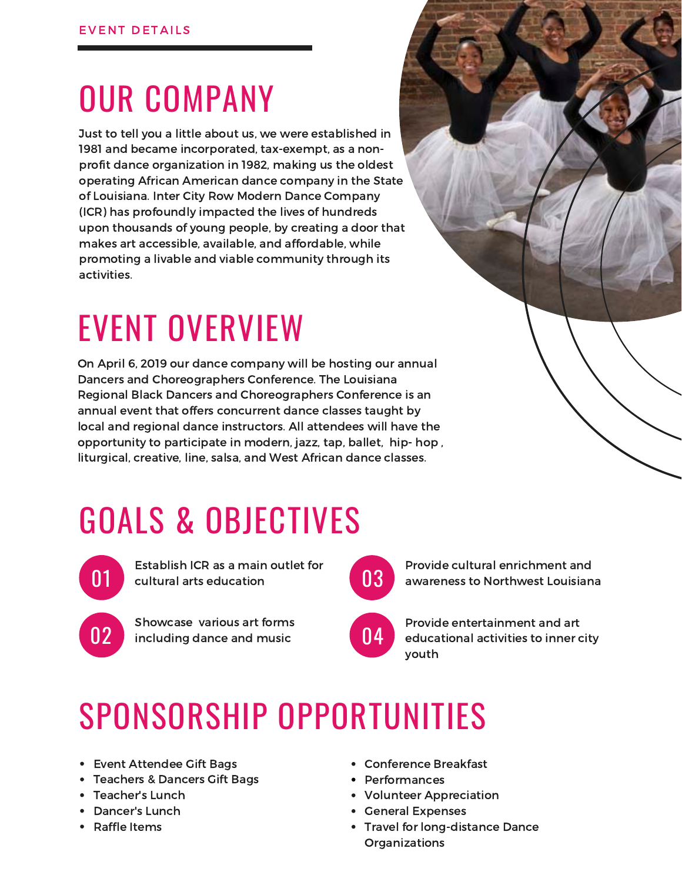EVENT DETAILS

# OUR COMPANY

Just to tell you a little about us, we were established in 1981 and became incorporated, tax-exempt, as a non-profit dance organization in 1982, making us the oldest operating African American dance company in the State of Louisiana. Inter City Row Modern Dance Company (ICR) has profoundly impacted the lives of hundreds upon thousands of young people, by creating a door that makes art accessible, available, and affordable, while promoting a livable and viable community through its activities.

# EVENT OVERVIEW

On April 6, 2019 our dance company will be hosting our annual Dancers and Choreographers Conference. The Louisiana Regional Black Dancers and Choreographers Conference is an annual event that offers concurrent dance classes taught by local and regional dance instructors. All attendees will have the opportunity to participate in modern, jazz, tap, ballet, hip- hop , liturgical, creative, line, salsa, and West African dance classes.

# GOALS & OBJECTIVES

01 Establish ICR as a main outlet for cultural arts education

02 Showcase various art forms including dance and music

03 Provide cultural enrichment and awareness to Northwest Louisiana

04 Provide entertainment and art educational activities to inner city youth

# SPONSORSHIP OPPORTUNITIES

- Event Attendee Gift Bags
- Teachers & Dancers Gift Bags
- Teacher's Lunch
- Dancer's Lunch
- Raffle Items
- Conference Breakfast
- Performances
- Volunteer Appreciation
- General Expenses
- Travel for long-distance Dance Organizations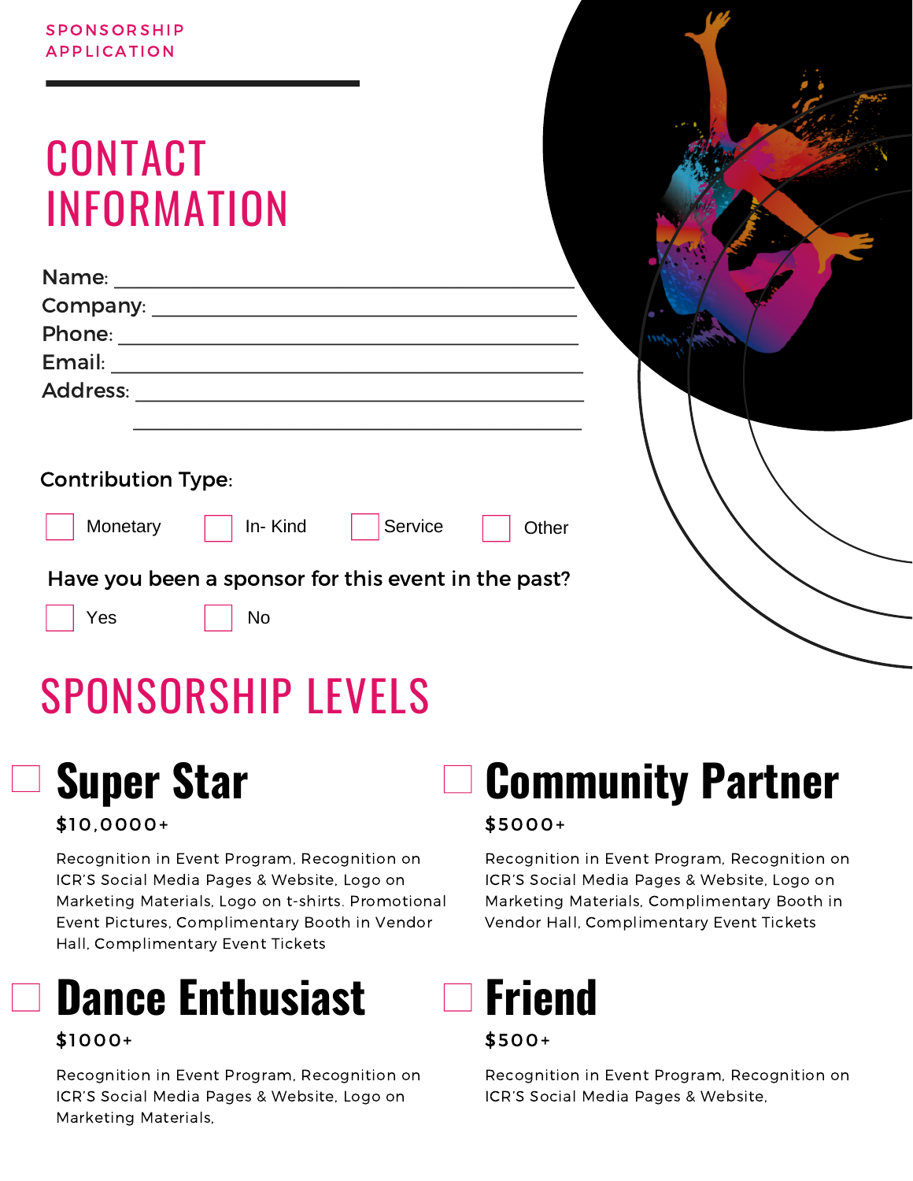SPONSORSHIP APPLICATION

# CONTACT INFORMATION

Name: ______________________________________

Company: ___________________________________

Phone: _____________________________________

Email: ______________________________________

Address: ____________________________________

______________________________________

Contribution Type:

- [ ] Monetary
- [ ] In- Kind
- [ ] Service
- [ ] Other

Have you been a sponsor for this event in the past?

- [ ] Yes
- [ ] No

# SPONSORSHIP LEVELS

## ☐ Super Star

**$10,0000+**

Recognition in Event Program, Recognition on ICR'S Social Media Pages & Website, Logo on Marketing Materials, Logo on t-shirts. Promotional Event Pictures, Complimentary Booth in Vendor Hall, Complimentary Event Tickets

## ☐ Community Partner

**$5000+**

Recognition in Event Program, Recognition on ICR'S Social Media Pages & Website, Logo on Marketing Materials, Complimentary Booth in Vendor Hall, Complimentary Event Tickets

## ☐ Dance Enthusiast

**$1000+**

Recognition in Event Program, Recognition on ICR'S Social Media Pages & Website, Logo on Marketing Materials,

## ☐ Friend

**$500+**

Recognition in Event Program, Recognition on ICR'S Social Media Pages & Website,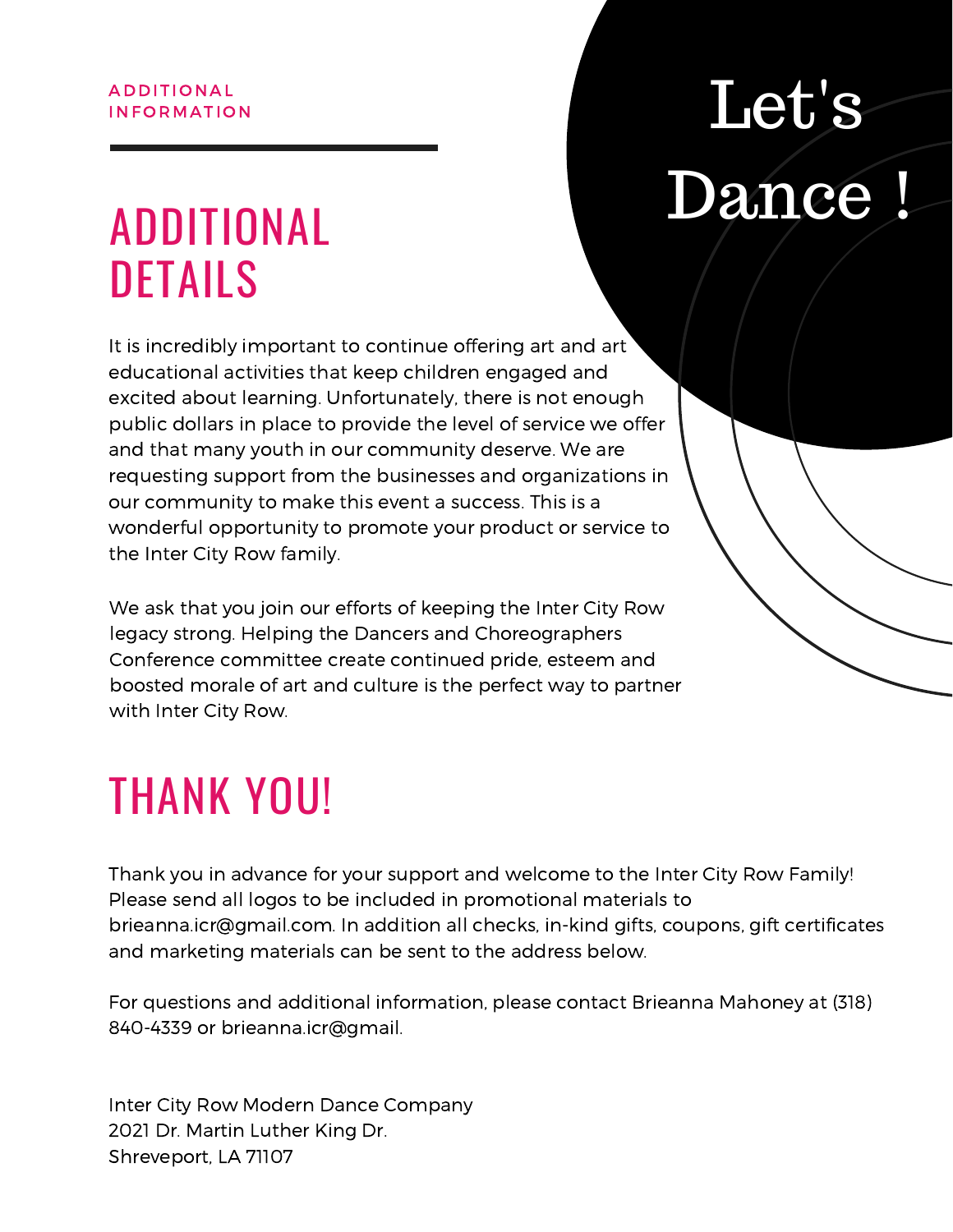ADDITIONAL INFORMATION

# Let's Dance !

## ADDITIONAL DETAILS

It is incredibly important to continue offering art and art educational activities that keep children engaged and excited about learning. Unfortunately, there is not enough public dollars in place to provide the level of service we offer and that many youth in our community deserve. We are requesting support from the businesses and organizations in our community to make this event a success. This is a wonderful opportunity to promote your product or service to the Inter City Row family.

We ask that you join our efforts of keeping the Inter City Row legacy strong. Helping the Dancers and Choreographers Conference committee create continued pride, esteem and boosted morale of art and culture is the perfect way to partner with Inter City Row.

## THANK YOU!

Thank you in advance for your support and welcome to the Inter City Row Family! Please send all logos to be included in promotional materials to brieanna.icr@gmail.com. In addition all checks, in-kind gifts, coupons, gift certificates and marketing materials can be sent to the address below.

For questions and additional information, please contact Brieanna Mahoney at (318) 840-4339 or brieanna.icr@gmail.

Inter City Row Modern Dance Company
2021 Dr. Martin Luther King Dr.
Shreveport, LA 71107